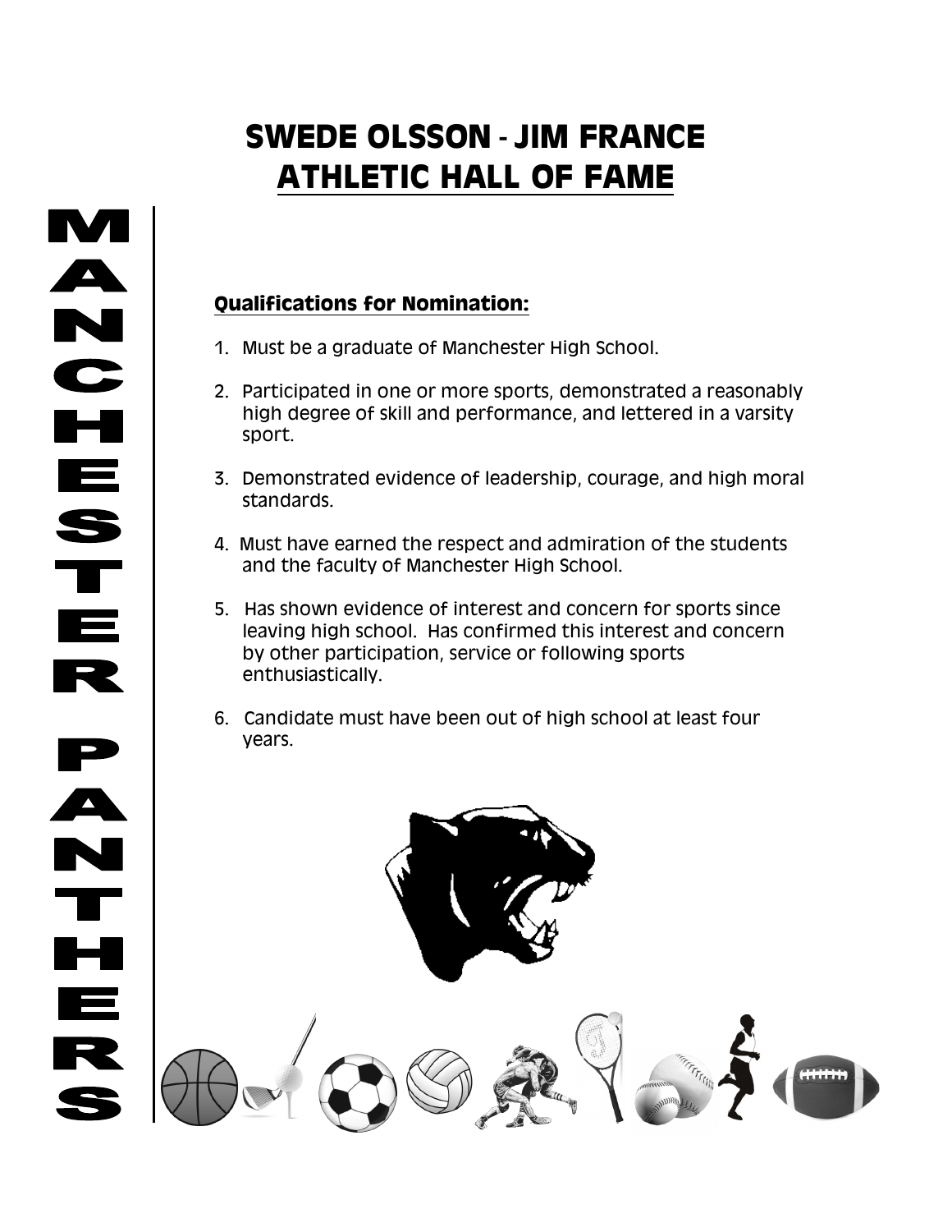# SWEDE OLSSON - JIM FRANCE
# ATHLETIC HALL OF FAME

MANCHESTER PANTHERS

## Qualifications for Nomination:

1. Must be a graduate of Manchester High School.

2. Participated in one or more sports, demonstrated a reasonably high degree of skill and performance, and lettered in a varsity sport.

3. Demonstrated evidence of leadership, courage, and high moral standards.

4. Must have earned the respect and admiration of the students and the faculty of Manchester High School.

5. Has shown evidence of interest and concern for sports since leaving high school. Has confirmed this interest and concern by other participation, service or following sports enthusiastically.

6. Candidate must have been out of high school at least four years.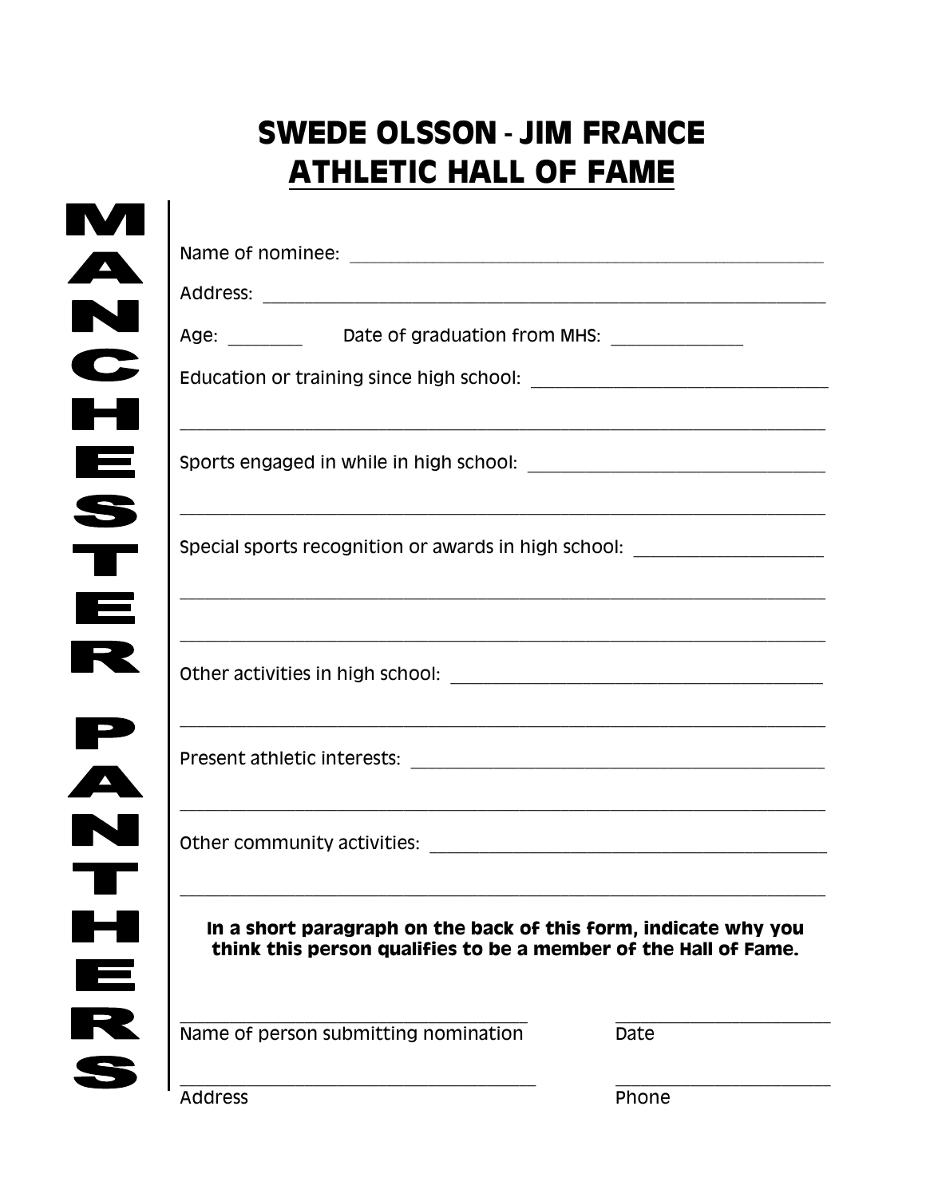# SWEDE OLSSON - JIM FRANCE
## ATHLETIC HALL OF FAME

MANCHESTER PANTHERS

Name of nominee: ______________________________________________

Address: ______________________________________________

Age: ________ Date of graduation from MHS: ______________

Education or training since high school: ______________________________

______________________________________________

Sports engaged in while in high school: ______________________________

______________________________________________

Special sports recognition or awards in high school: __________________

______________________________________________

______________________________________________

Other activities in high school: ______________________________________

______________________________________________

Present athletic interests: __________________________________________

______________________________________________

Other community activities: _________________________________________

______________________________________________

**In a short paragraph on the back of this form, indicate why you think this person qualifies to be a member of the Hall of Fame.**

______________________________________ ______________________
Name of person submitting nomination Date

______________________________________ ______________________
Address Phone